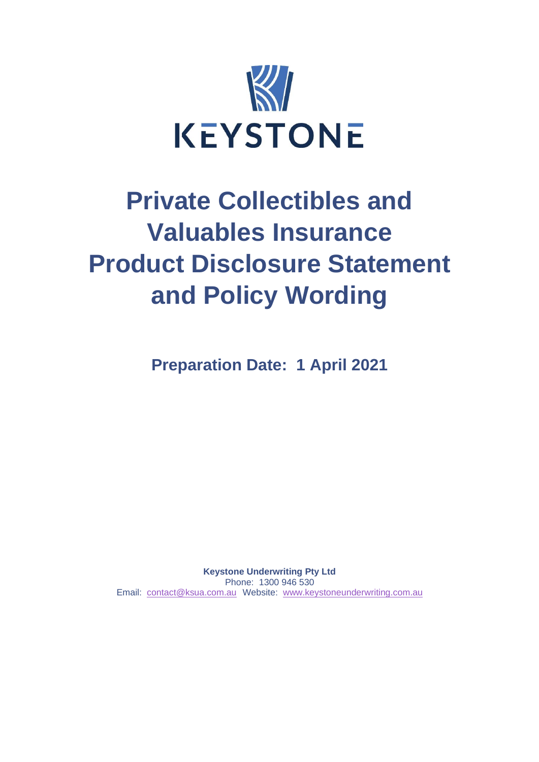KEYSTONE

# Private Collectibles and Valuables Insurance Product Disclosure Statement and Policy Wording

**Preparation Date: 1 April 2021**

**Keystone Underwriting Pty Ltd**
Phone: 1300 946 530
Email: contact@ksua.com.au Website: www.keystoneunderwriting.com.au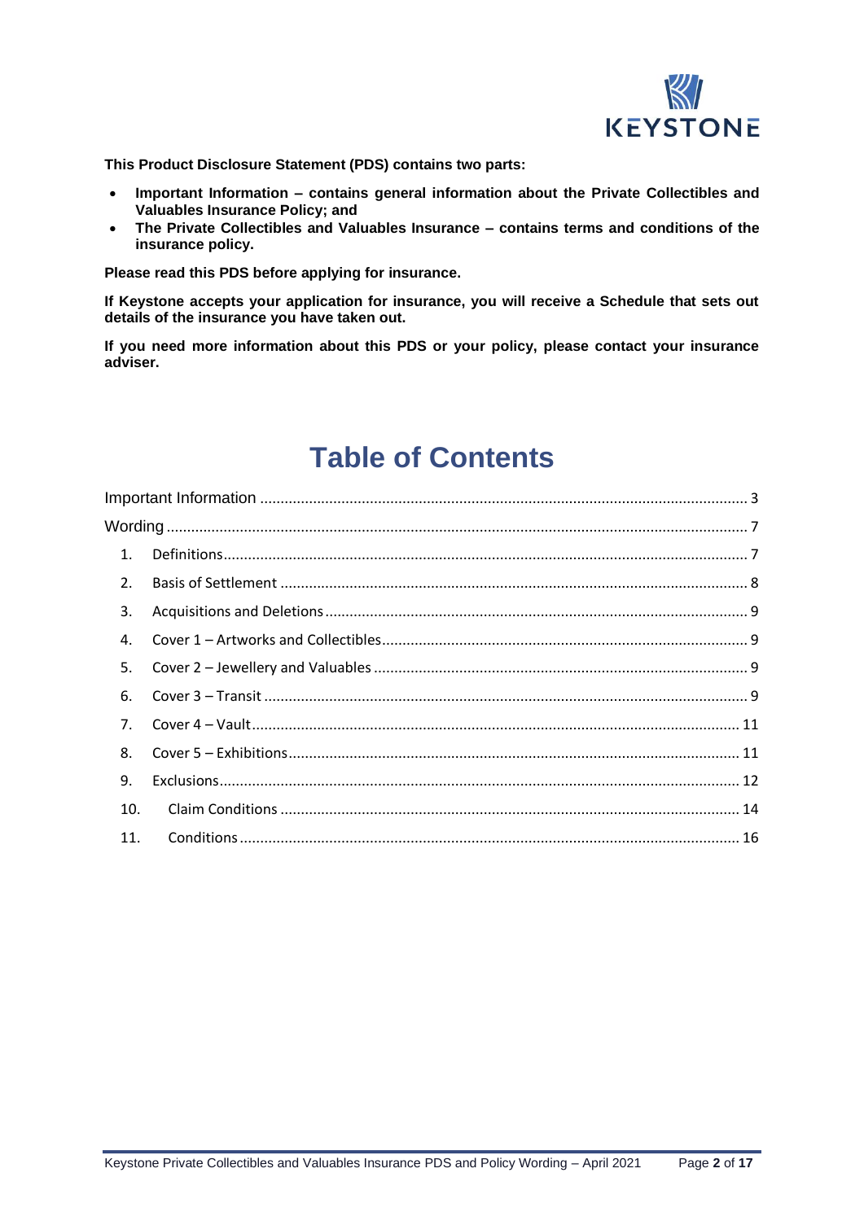**This Product Disclosure Statement (PDS) contains two parts:**

- **Important Information – contains general information about the Private Collectibles and Valuables Insurance Policy; and**
- **The Private Collectibles and Valuables Insurance – contains terms and conditions of the insurance policy.**

**Please read this PDS before applying for insurance.**

**If Keystone accepts your application for insurance, you will receive a Schedule that sets out details of the insurance you have taken out.**

**If you need more information about this PDS or your policy, please contact your insurance adviser.**

# Table of Contents

Important Information ........ 3

Wording ........ 7

1. Definitions ........ 7
2. Basis of Settlement ........ 8
3. Acquisitions and Deletions ........ 9
4. Cover 1 – Artworks and Collectibles ........ 9
5. Cover 2 – Jewellery and Valuables ........ 9
6. Cover 3 – Transit ........ 9
7. Cover 4 – Vault ........ 11
8. Cover 5 – Exhibitions ........ 11
9. Exclusions ........ 12
10. Claim Conditions ........ 14
11. Conditions ........ 16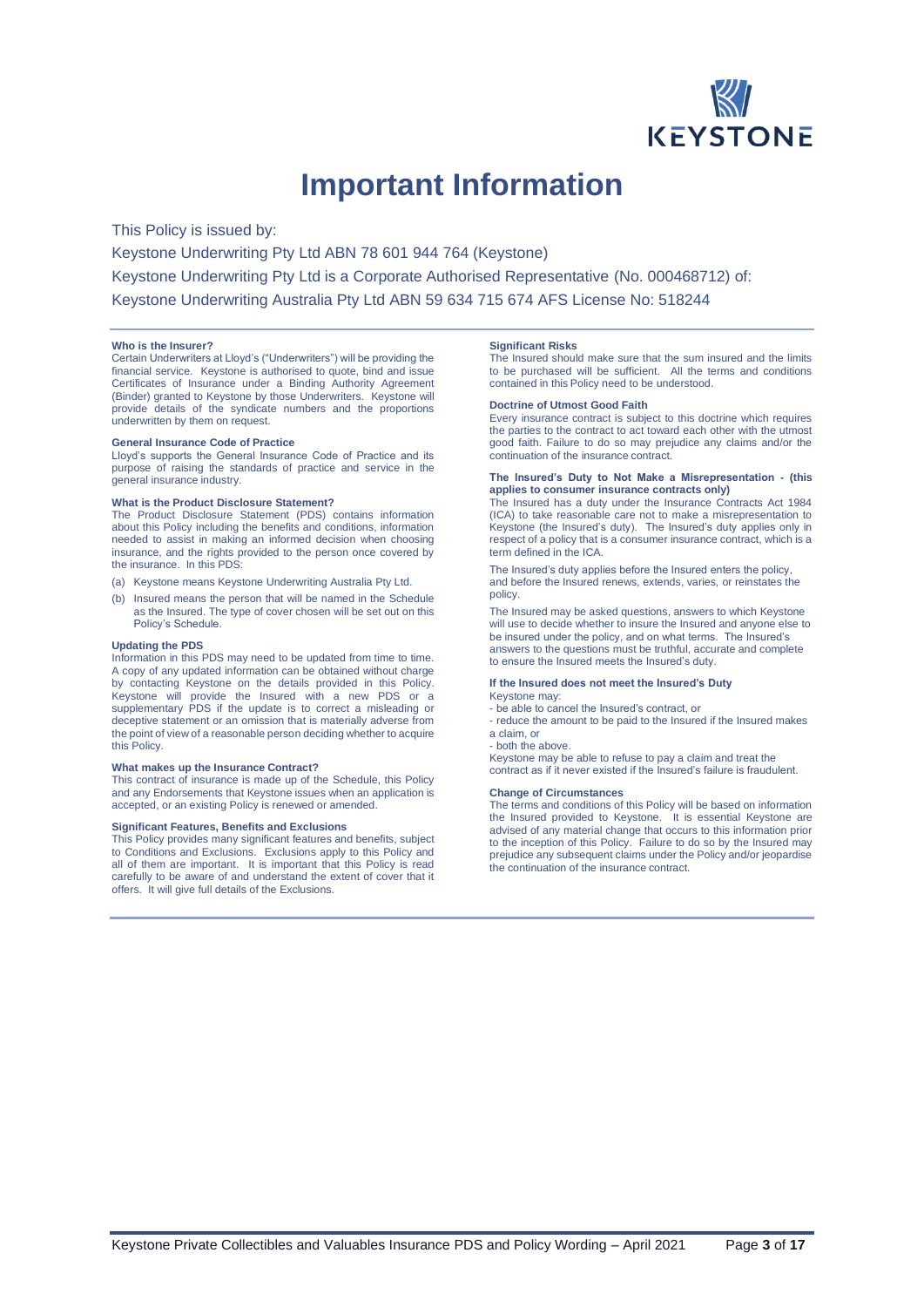# Important Information

This Policy is issued by:

Keystone Underwriting Pty Ltd ABN 78 601 944 764 (Keystone)

Keystone Underwriting Pty Ltd is a Corporate Authorised Representative (No. 000468712) of:

Keystone Underwriting Australia Pty Ltd ABN 59 634 715 674 AFS License No: 518244

**Who is the Insurer?**
Certain Underwriters at Lloyd's ("Underwriters") will be providing the financial service. Keystone is authorised to quote, bind and issue Certificates of Insurance under a Binding Authority Agreement (Binder) granted to Keystone by those Underwriters. Keystone will provide details of the syndicate numbers and the proportions underwritten by them on request.

**General Insurance Code of Practice**
Lloyd's supports the General Insurance Code of Practice and its purpose of raising the standards of practice and service in the general insurance industry.

**What is the Product Disclosure Statement?**
The Product Disclosure Statement (PDS) contains information about this Policy including the benefits and conditions, information needed to assist in making an informed decision when choosing insurance, and the rights provided to the person once covered by the insurance. In this PDS:

(a) Keystone means Keystone Underwriting Australia Pty Ltd.

(b) Insured means the person that will be named in the Schedule as the Insured. The type of cover chosen will be set out on this Policy's Schedule.

**Updating the PDS**
Information in this PDS may need to be updated from time to time. A copy of any updated information can be obtained without charge by contacting Keystone on the details provided in this Policy. Keystone will provide the Insured with a new PDS or a supplementary PDS if the update is to correct a misleading or deceptive statement or an omission that is materially adverse from the point of view of a reasonable person deciding whether to acquire this Policy.

**What makes up the Insurance Contract?**
This contract of insurance is made up of the Schedule, this Policy and any Endorsements that Keystone issues when an application is accepted, or an existing Policy is renewed or amended.

**Significant Features, Benefits and Exclusions**
This Policy provides many significant features and benefits, subject to Conditions and Exclusions. Exclusions apply to this Policy and all of them are important. It is important that this Policy is read carefully to be aware of and understand the extent of cover that it offers. It will give full details of the Exclusions.

**Significant Risks**
The Insured should make sure that the sum insured and the limits to be purchased will be sufficient. All the terms and conditions contained in this Policy need to be understood.

**Doctrine of Utmost Good Faith**
Every insurance contract is subject to this doctrine which requires the parties to the contract to act toward each other with the utmost good faith. Failure to do so may prejudice any claims and/or the continuation of the insurance contract.

**The Insured's Duty to Not Make a Misrepresentation - (this applies to consumer insurance contracts only)**
The Insured has a duty under the Insurance Contracts Act 1984 (ICA) to take reasonable care not to make a misrepresentation to Keystone (the Insured's duty). The Insured's duty applies only in respect of a policy that is a consumer insurance contract, which is a term defined in the ICA.

The Insured's duty applies before the Insured enters the policy, and before the Insured renews, extends, varies, or reinstates the policy.

The Insured may be asked questions, answers to which Keystone will use to decide whether to insure the Insured and anyone else to be insured under the policy, and on what terms. The Insured's answers to the questions must be truthful, accurate and complete to ensure the Insured meets the Insured's duty.

**If the Insured does not meet the Insured's Duty**
Keystone may:
- be able to cancel the Insured's contract, or
- reduce the amount to be paid to the Insured if the Insured makes a claim, or
- both the above.

Keystone may be able to refuse to pay a claim and treat the contract as if it never existed if the Insured's failure is fraudulent.

**Change of Circumstances**
The terms and conditions of this Policy will be based on information the Insured provided to Keystone. It is essential Keystone are advised of any material change that occurs to this information prior to the inception of this Policy. Failure to do so by the Insured may prejudice any subsequent claims under the Policy and/or jeopardise the continuation of the insurance contract.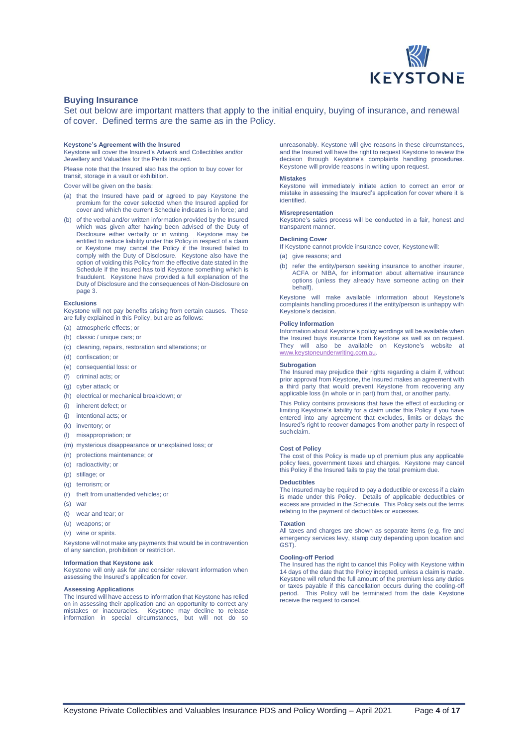## Buying Insurance

Set out below are important matters that apply to the initial enquiry, buying of insurance, and renewal of cover. Defined terms are the same as in the Policy.

**Keystone's Agreement with the Insured**

Keystone will cover the Insured's Artwork and Collectibles and/or Jewellery and Valuables for the Perils Insured.

Please note that the Insured also has the option to buy cover for transit, storage in a vault or exhibition.

Cover will be given on the basis:

(a) that the Insured have paid or agreed to pay Keystone the premium for the cover selected when the Insured applied for cover and which the current Schedule indicates is in force; and

(b) of the verbal and/or written information provided by the Insured which was given after having been advised of the Duty of Disclosure either verbally or in writing. Keystone may be entitled to reduce liability under this Policy in respect of a claim or Keystone may cancel the Policy if the Insured failed to comply with the Duty of Disclosure. Keystone also have the option of voiding this Policy from the effective date stated in the Schedule if the Insured has told Keystone something which is fraudulent. Keystone have provided a full explanation of the Duty of Disclosure and the consequences of Non-Disclosure on page 3.

**Exclusions**

Keystone will not pay benefits arising from certain causes. These are fully explained in this Policy, but are as follows:

(a) atmospheric effects; or
(b) classic / unique cars; or
(c) cleaning, repairs, restoration and alterations; or
(d) confiscation; or
(e) consequential loss: or
(f) criminal acts; or
(g) cyber attack; or
(h) electrical or mechanical breakdown; or
(i) inherent defect; or
(j) intentional acts; or
(k) inventory; or
(l) misappropriation; or
(m) mysterious disappearance or unexplained loss; or
(n) protections maintenance; or
(o) radioactivity; or
(p) stillage; or
(q) terrorism; or
(r) theft from unattended vehicles; or
(s) war
(t) wear and tear; or
(u) weapons; or
(v) wine or spirits.

Keystone will not make any payments that would be in contravention of any sanction, prohibition or restriction.

**Information that Keystone ask**

Keystone will only ask for and consider relevant information when assessing the Insured's application for cover.

**Assessing Applications**

The Insured will have access to information that Keystone has relied on in assessing their application and an opportunity to correct any mistakes or inaccuracies. Keystone may decline to release information in special circumstances, but will not do so unreasonably. Keystone will give reasons in these circumstances, and the Insured will have the right to request Keystone to review the decision through Keystone's complaints handling procedures. Keystone will provide reasons in writing upon request.

**Mistakes**

Keystone will immediately initiate action to correct an error or mistake in assessing the Insured's application for cover where it is identified.

**Misrepresentation**

Keystone's sales process will be conducted in a fair, honest and transparent manner.

**Declining Cover**

If Keystone cannot provide insurance cover, Keystone will:

(a) give reasons; and

(b) refer the entity/person seeking insurance to another insurer, ACFA or NIBA, for information about alternative insurance options (unless they already have someone acting on their behalf).

Keystone will make available information about Keystone's complaints handling procedures if the entity/person is unhappy with Keystone's decision.

**Policy Information**

Information about Keystone's policy wordings will be available when the Insured buys insurance from Keystone as well as on request. They will also be available on Keystone's website at www.keystoneunderwriting.com.au.

**Subrogation**

The Insured may prejudice their rights regarding a claim if, without prior approval from Keystone, the Insured makes an agreement with a third party that would prevent Keystone from recovering any applicable loss (in whole or in part) from that, or another party.

This Policy contains provisions that have the effect of excluding or limiting Keystone's liability for a claim under this Policy if you have entered into any agreement that excludes, limits or delays the Insured's right to recover damages from another party in respect of such claim.

**Cost of Policy**

The cost of this Policy is made up of premium plus any applicable policy fees, government taxes and charges. Keystone may cancel this Policy if the Insured fails to pay the total premium due.

**Deductibles**

The Insured may be required to pay a deductible or excess if a claim is made under this Policy. Details of applicable deductibles or excess are provided in the Schedule. This Policy sets out the terms relating to the payment of deductibles or excesses.

**Taxation**

All taxes and charges are shown as separate items (e.g. fire and emergency services levy, stamp duty depending upon location and GST).

**Cooling-off Period**

The Insured has the right to cancel this Policy with Keystone within 14 days of the date that the Policy incepted, unless a claim is made. Keystone will refund the full amount of the premium less any duties or taxes payable if this cancellation occurs during the cooling-off period. This Policy will be terminated from the date Keystone receive the request to cancel.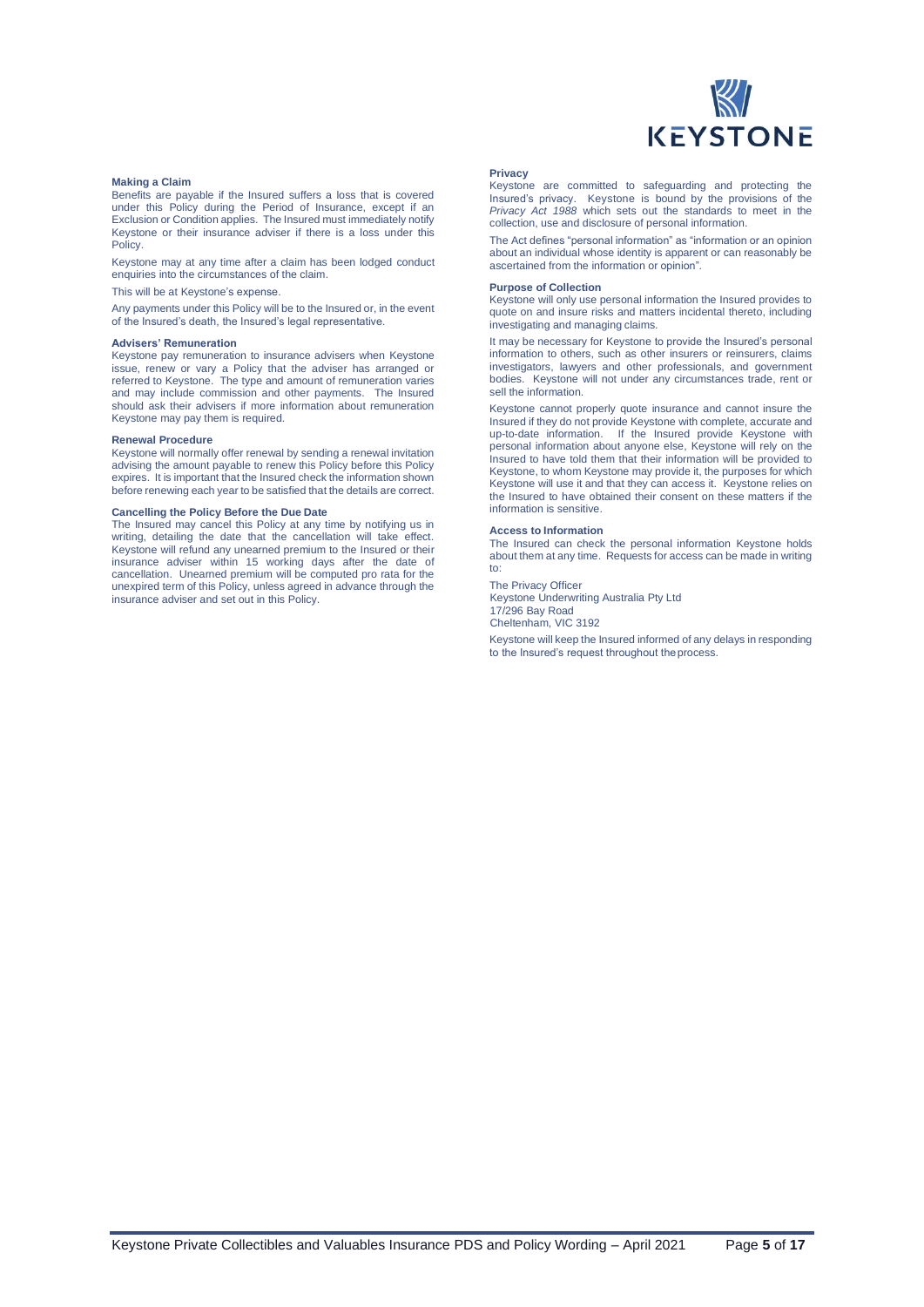### Making a Claim

Benefits are payable if the Insured suffers a loss that is covered under this Policy during the Period of Insurance, except if an Exclusion or Condition applies. The Insured must immediately notify Keystone or their insurance adviser if there is a loss under this Policy.

Keystone may at any time after a claim has been lodged conduct enquiries into the circumstances of the claim.

This will be at Keystone's expense.

Any payments under this Policy will be to the Insured or, in the event of the Insured's death, the Insured's legal representative.

### Advisers' Remuneration

Keystone pay remuneration to insurance advisers when Keystone issue, renew or vary a Policy that the adviser has arranged or referred to Keystone. The type and amount of remuneration varies and may include commission and other payments. The Insured should ask their advisers if more information about remuneration Keystone may pay them is required.

### Renewal Procedure

Keystone will normally offer renewal by sending a renewal invitation advising the amount payable to renew this Policy before this Policy expires. It is important that the Insured check the information shown before renewing each year to be satisfied that the details are correct.

### Cancelling the Policy Before the Due Date

The Insured may cancel this Policy at any time by notifying us in writing, detailing the date that the cancellation will take effect. Keystone will refund any unearned premium to the Insured or their insurance adviser within 15 working days after the date of cancellation. Unearned premium will be computed pro rata for the unexpired term of this Policy, unless agreed in advance through the insurance adviser and set out in this Policy.

### Privacy

Keystone are committed to safeguarding and protecting the Insured's privacy. Keystone is bound by the provisions of the *Privacy Act 1988* which sets out the standards to meet in the collection, use and disclosure of personal information.

The Act defines "personal information" as "information or an opinion about an individual whose identity is apparent or can reasonably be ascertained from the information or opinion".

### Purpose of Collection

Keystone will only use personal information the Insured provides to quote on and insure risks and matters incidental thereto, including investigating and managing claims.

It may be necessary for Keystone to provide the Insured's personal information to others, such as other insurers or reinsurers, claims investigators, lawyers and other professionals, and government bodies. Keystone will not under any circumstances trade, rent or sell the information.

Keystone cannot properly quote insurance and cannot insure the Insured if they do not provide Keystone with complete, accurate and up-to-date information. If the Insured provide Keystone with personal information about anyone else, Keystone will rely on the Insured to have told them that their information will be provided to Keystone, to whom Keystone may provide it, the purposes for which Keystone will use it and that they can access it. Keystone relies on the Insured to have obtained their consent on these matters if the information is sensitive.

### Access to Information

The Insured can check the personal information Keystone holds about them at any time. Requests for access can be made in writing to:

The Privacy Officer
Keystone Underwriting Australia Pty Ltd
17/296 Bay Road
Cheltenham, VIC 3192

Keystone will keep the Insured informed of any delays in responding to the Insured's request throughout the process.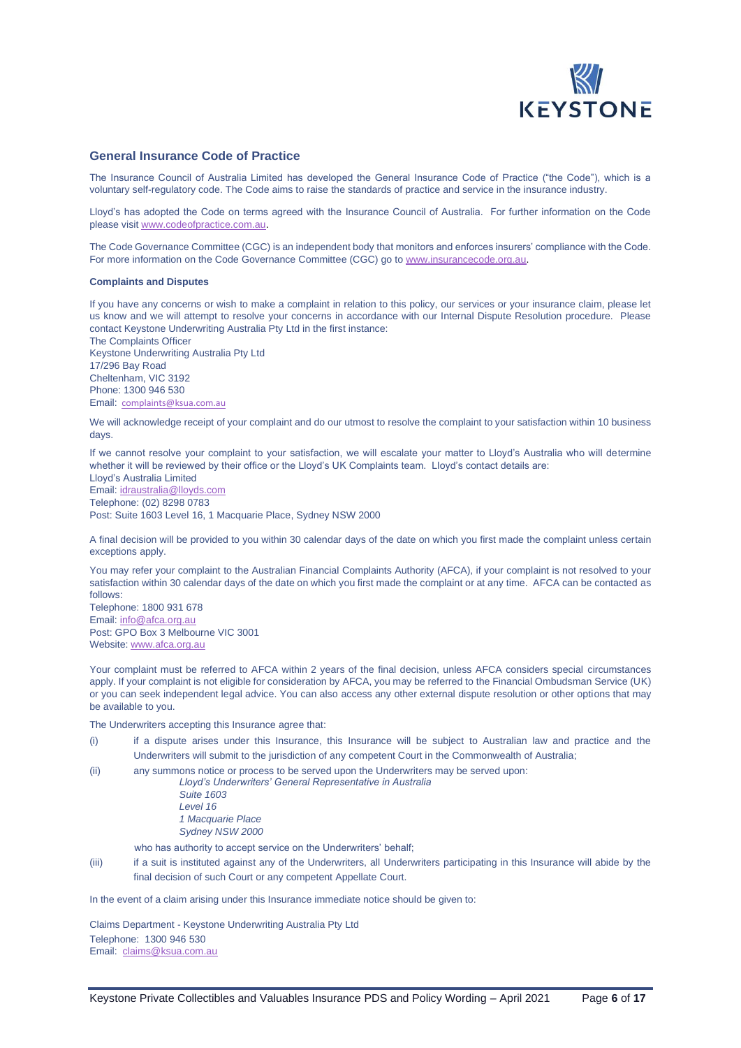## General Insurance Code of Practice

The Insurance Council of Australia Limited has developed the General Insurance Code of Practice ("the Code"), which is a voluntary self-regulatory code. The Code aims to raise the standards of practice and service in the insurance industry.

Lloyd's has adopted the Code on terms agreed with the Insurance Council of Australia. For further information on the Code please visit www.codeofpractice.com.au.

The Code Governance Committee (CGC) is an independent body that monitors and enforces insurers' compliance with the Code. For more information on the Code Governance Committee (CGC) go to www.insurancecode.org.au.

### Complaints and Disputes

If you have any concerns or wish to make a complaint in relation to this policy, our services or your insurance claim, please let us know and we will attempt to resolve your concerns in accordance with our Internal Dispute Resolution procedure. Please contact Keystone Underwriting Australia Pty Ltd in the first instance:

The Complaints Officer
Keystone Underwriting Australia Pty Ltd
17/296 Bay Road
Cheltenham, VIC 3192
Phone: 1300 946 530
Email: complaints@ksua.com.au

We will acknowledge receipt of your complaint and do our utmost to resolve the complaint to your satisfaction within 10 business days.

If we cannot resolve your complaint to your satisfaction, we will escalate your matter to Lloyd's Australia who will determine whether it will be reviewed by their office or the Lloyd's UK Complaints team. Lloyd's contact details are:

Lloyd's Australia Limited
Email: idraustralia@lloyds.com
Telephone: (02) 8298 0783
Post: Suite 1603 Level 16, 1 Macquarie Place, Sydney NSW 2000

A final decision will be provided to you within 30 calendar days of the date on which you first made the complaint unless certain exceptions apply.

You may refer your complaint to the Australian Financial Complaints Authority (AFCA), if your complaint is not resolved to your satisfaction within 30 calendar days of the date on which you first made the complaint or at any time. AFCA can be contacted as follows:

Telephone: 1800 931 678
Email: info@afca.org.au
Post: GPO Box 3 Melbourne VIC 3001
Website: www.afca.org.au

Your complaint must be referred to AFCA within 2 years of the final decision, unless AFCA considers special circumstances apply. If your complaint is not eligible for consideration by AFCA, you may be referred to the Financial Ombudsman Service (UK) or you can seek independent legal advice. You can also access any other external dispute resolution or other options that may be available to you.

The Underwriters accepting this Insurance agree that:

(i) if a dispute arises under this Insurance, this Insurance will be subject to Australian law and practice and the Underwriters will submit to the jurisdiction of any competent Court in the Commonwealth of Australia;

(ii) any summons notice or process to be served upon the Underwriters may be served upon:

*Lloyd's Underwriters' General Representative in Australia*
*Suite 1603*
*Level 16*
*1 Macquarie Place*
*Sydney NSW 2000*

who has authority to accept service on the Underwriters' behalf;

(iii) if a suit is instituted against any of the Underwriters, all Underwriters participating in this Insurance will abide by the final decision of such Court or any competent Appellate Court.

In the event of a claim arising under this Insurance immediate notice should be given to:

Claims Department - Keystone Underwriting Australia Pty Ltd
Telephone: 1300 946 530
Email: claims@ksua.com.au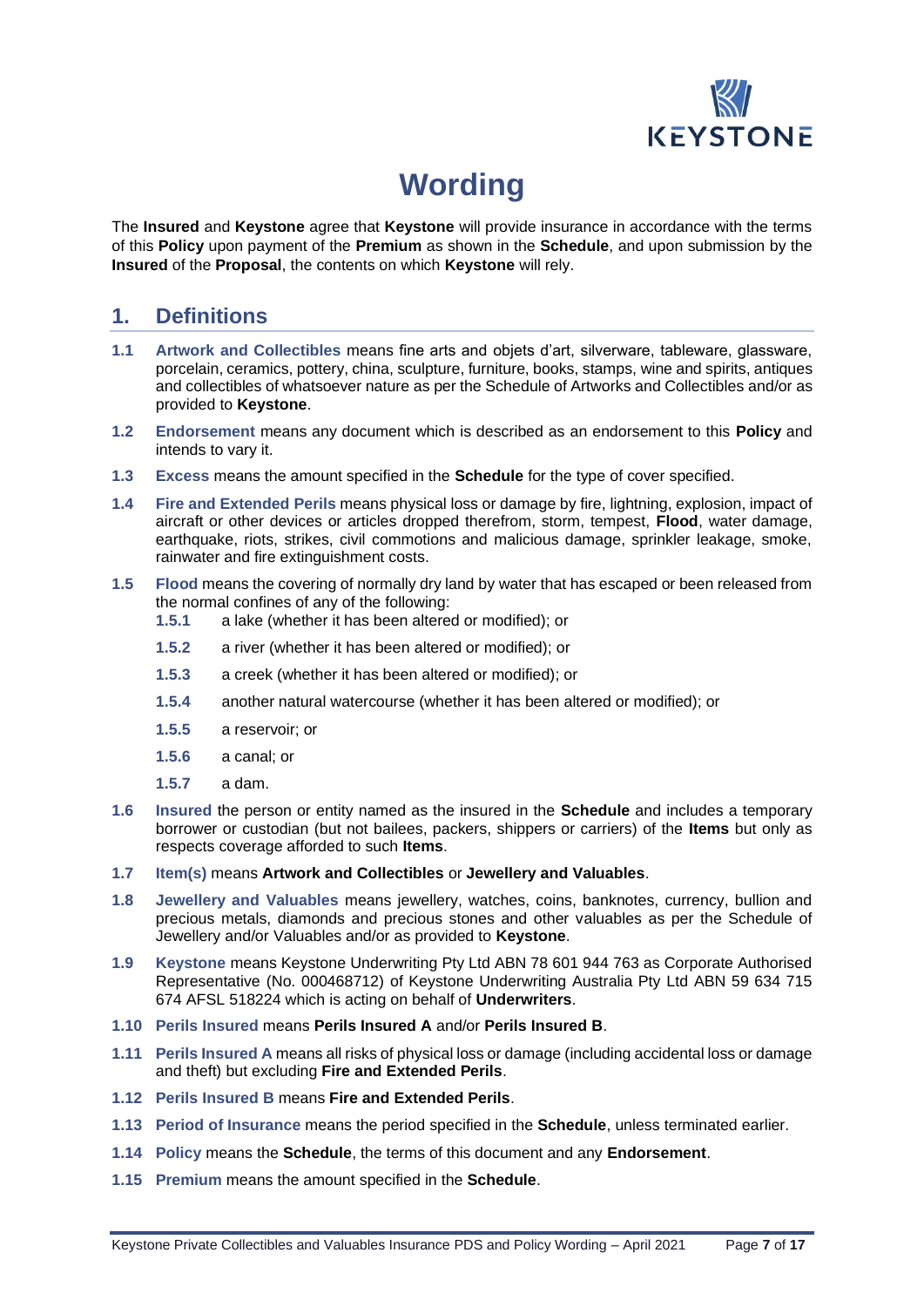# Wording

The **Insured** and **Keystone** agree that **Keystone** will provide insurance in accordance with the terms of this **Policy** upon payment of the **Premium** as shown in the **Schedule**, and upon submission by the **Insured** of the **Proposal**, the contents on which **Keystone** will rely.

## 1. Definitions

**1.1 Artwork and Collectibles** means fine arts and objets d'art, silverware, tableware, glassware, porcelain, ceramics, pottery, china, sculpture, furniture, books, stamps, wine and spirits, antiques and collectibles of whatsoever nature as per the Schedule of Artworks and Collectibles and/or as provided to **Keystone**.

**1.2 Endorsement** means any document which is described as an endorsement to this **Policy** and intends to vary it.

**1.3 Excess** means the amount specified in the **Schedule** for the type of cover specified.

**1.4 Fire and Extended Perils** means physical loss or damage by fire, lightning, explosion, impact of aircraft or other devices or articles dropped therefrom, storm, tempest, **Flood**, water damage, earthquake, riots, strikes, civil commotions and malicious damage, sprinkler leakage, smoke, rainwater and fire extinguishment costs.

**1.5 Flood** means the covering of normally dry land by water that has escaped or been released from the normal confines of any of the following:

- **1.5.1** a lake (whether it has been altered or modified); or
- **1.5.2** a river (whether it has been altered or modified); or
- **1.5.3** a creek (whether it has been altered or modified); or
- **1.5.4** another natural watercourse (whether it has been altered or modified); or
- **1.5.5** a reservoir; or
- **1.5.6** a canal; or
- **1.5.7** a dam.

**1.6 Insured** the person or entity named as the insured in the **Schedule** and includes a temporary borrower or custodian (but not bailees, packers, shippers or carriers) of the **Items** but only as respects coverage afforded to such **Items**.

**1.7 Item(s)** means **Artwork and Collectibles** or **Jewellery and Valuables**.

**1.8 Jewellery and Valuables** means jewellery, watches, coins, banknotes, currency, bullion and precious metals, diamonds and precious stones and other valuables as per the Schedule of Jewellery and/or Valuables and/or as provided to **Keystone**.

**1.9 Keystone** means Keystone Underwriting Pty Ltd ABN 78 601 944 763 as Corporate Authorised Representative (No. 000468712) of Keystone Underwriting Australia Pty Ltd ABN 59 634 715 674 AFSL 518224 which is acting on behalf of **Underwriters**.

**1.10 Perils Insured** means **Perils Insured A** and/or **Perils Insured B**.

**1.11 Perils Insured A** means all risks of physical loss or damage (including accidental loss or damage and theft) but excluding **Fire and Extended Perils**.

**1.12 Perils Insured B** means **Fire and Extended Perils**.

**1.13 Period of Insurance** means the period specified in the **Schedule**, unless terminated earlier.

**1.14 Policy** means the **Schedule**, the terms of this document and any **Endorsement**.

**1.15 Premium** means the amount specified in the **Schedule**.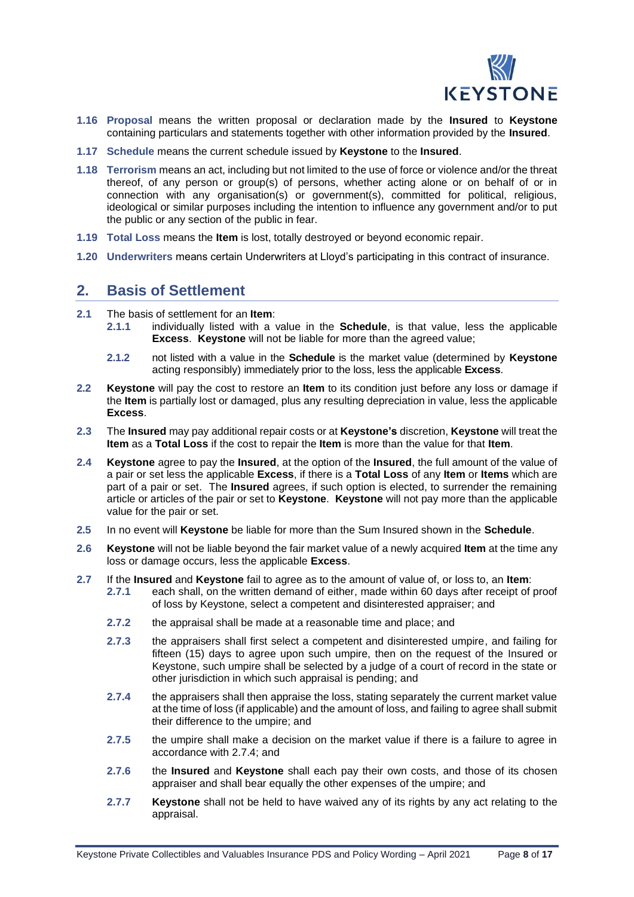**1.16 Proposal** means the written proposal or declaration made by the **Insured** to **Keystone** containing particulars and statements together with other information provided by the **Insured**.

**1.17 Schedule** means the current schedule issued by **Keystone** to the **Insured**.

**1.18 Terrorism** means an act, including but not limited to the use of force or violence and/or the threat thereof, of any person or group(s) of persons, whether acting alone or on behalf of or in connection with any organisation(s) or government(s), committed for political, religious, ideological or similar purposes including the intention to influence any government and/or to put the public or any section of the public in fear.

**1.19 Total Loss** means the **Item** is lost, totally destroyed or beyond economic repair.

**1.20 Underwriters** means certain Underwriters at Lloyd's participating in this contract of insurance.

## 2. Basis of Settlement

**2.1** The basis of settlement for an **Item**:

- **2.1.1** individually listed with a value in the **Schedule**, is that value, less the applicable **Excess**. **Keystone** will not be liable for more than the agreed value;
- **2.1.2** not listed with a value in the **Schedule** is the market value (determined by **Keystone** acting responsibly) immediately prior to the loss, less the applicable **Excess**.

**2.2 Keystone** will pay the cost to restore an **Item** to its condition just before any loss or damage if the **Item** is partially lost or damaged, plus any resulting depreciation in value, less the applicable **Excess**.

**2.3** The **Insured** may pay additional repair costs or at **Keystone's** discretion, **Keystone** will treat the **Item** as a **Total Loss** if the cost to repair the **Item** is more than the value for that **Item**.

**2.4 Keystone** agree to pay the **Insured**, at the option of the **Insured**, the full amount of the value of a pair or set less the applicable **Excess**, if there is a **Total Loss** of any **Item** or **Items** which are part of a pair or set. The **Insured** agrees, if such option is elected, to surrender the remaining article or articles of the pair or set to **Keystone**. **Keystone** will not pay more than the applicable value for the pair or set.

**2.5** In no event will **Keystone** be liable for more than the Sum Insured shown in the **Schedule**.

**2.6 Keystone** will not be liable beyond the fair market value of a newly acquired **Item** at the time any loss or damage occurs, less the applicable **Excess**.

**2.7** If the **Insured** and **Keystone** fail to agree as to the amount of value of, or loss to, an **Item**:

- **2.7.1** each shall, on the written demand of either, made within 60 days after receipt of proof of loss by Keystone, select a competent and disinterested appraiser; and
- **2.7.2** the appraisal shall be made at a reasonable time and place; and
- **2.7.3** the appraisers shall first select a competent and disinterested umpire, and failing for fifteen (15) days to agree upon such umpire, then on the request of the Insured or Keystone, such umpire shall be selected by a judge of a court of record in the state or other jurisdiction in which such appraisal is pending; and
- **2.7.4** the appraisers shall then appraise the loss, stating separately the current market value at the time of loss (if applicable) and the amount of loss, and failing to agree shall submit their difference to the umpire; and
- **2.7.5** the umpire shall make a decision on the market value if there is a failure to agree in accordance with 2.7.4; and
- **2.7.6** the **Insured** and **Keystone** shall each pay their own costs, and those of its chosen appraiser and shall bear equally the other expenses of the umpire; and
- **2.7.7 Keystone** shall not be held to have waived any of its rights by any act relating to the appraisal.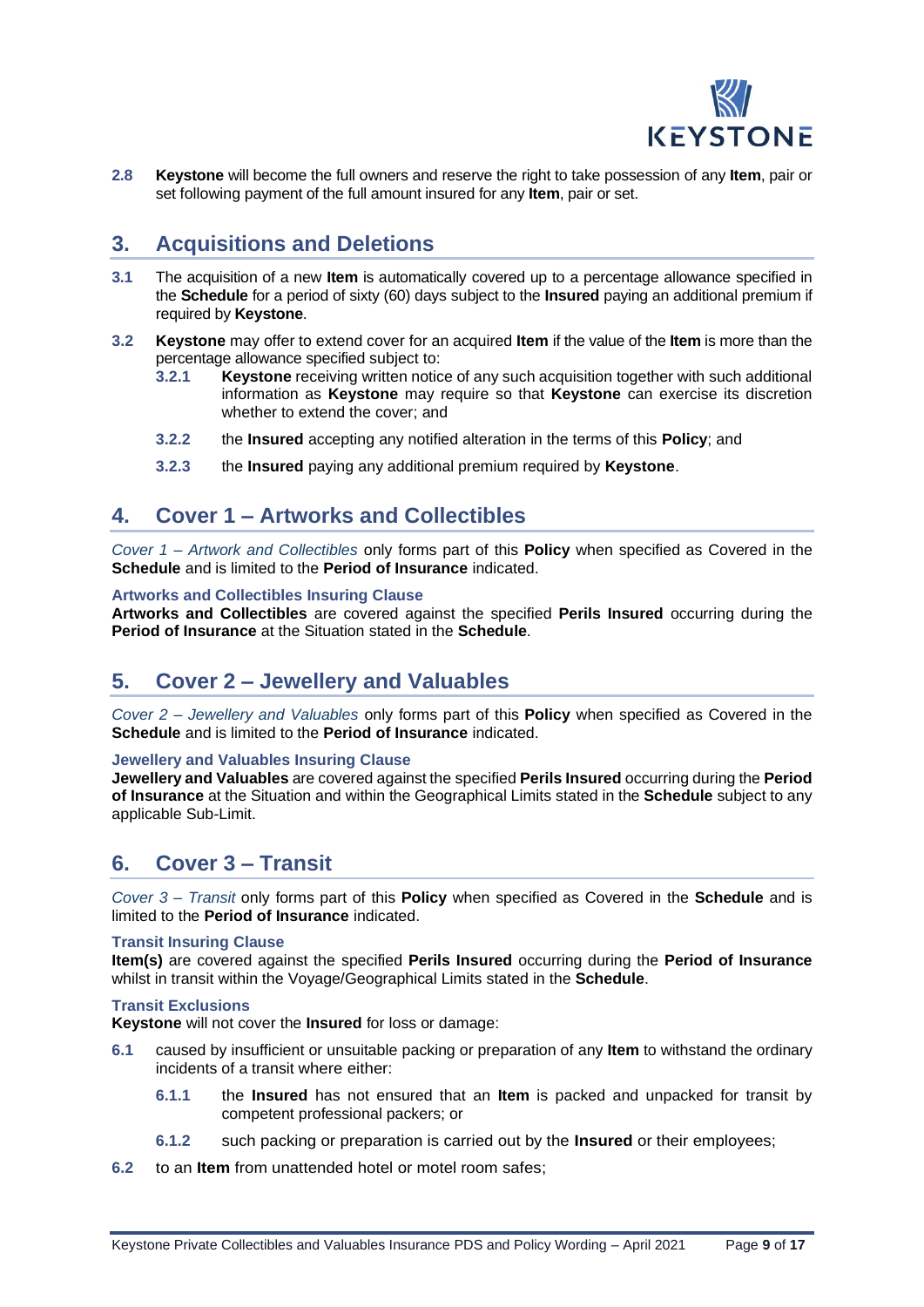**2.8** **Keystone** will become the full owners and reserve the right to take possession of any **Item**, pair or set following payment of the full amount insured for any **Item**, pair or set.

## 3. Acquisitions and Deletions

**3.1** The acquisition of a new **Item** is automatically covered up to a percentage allowance specified in the **Schedule** for a period of sixty (60) days subject to the **Insured** paying an additional premium if required by **Keystone**.

**3.2** **Keystone** may offer to extend cover for an acquired **Item** if the value of the **Item** is more than the percentage allowance specified subject to:

- **3.2.1** **Keystone** receiving written notice of any such acquisition together with such additional information as **Keystone** may require so that **Keystone** can exercise its discretion whether to extend the cover; and
- **3.2.2** the **Insured** accepting any notified alteration in the terms of this **Policy**; and
- **3.2.3** the **Insured** paying any additional premium required by **Keystone**.

## 4. Cover 1 – Artworks and Collectibles

*Cover 1 – Artwork and Collectibles* only forms part of this **Policy** when specified as Covered in the **Schedule** and is limited to the **Period of Insurance** indicated.

### Artworks and Collectibles Insuring Clause

**Artworks and Collectibles** are covered against the specified **Perils Insured** occurring during the **Period of Insurance** at the Situation stated in the **Schedule**.

## 5. Cover 2 – Jewellery and Valuables

*Cover 2 – Jewellery and Valuables* only forms part of this **Policy** when specified as Covered in the **Schedule** and is limited to the **Period of Insurance** indicated.

### Jewellery and Valuables Insuring Clause

**Jewellery and Valuables** are covered against the specified **Perils Insured** occurring during the **Period of Insurance** at the Situation and within the Geographical Limits stated in the **Schedule** subject to any applicable Sub-Limit.

## 6. Cover 3 – Transit

*Cover 3 – Transit* only forms part of this **Policy** when specified as Covered in the **Schedule** and is limited to the **Period of Insurance** indicated.

### Transit Insuring Clause

**Item(s)** are covered against the specified **Perils Insured** occurring during the **Period of Insurance** whilst in transit within the Voyage/Geographical Limits stated in the **Schedule**.

### Transit Exclusions

**Keystone** will not cover the **Insured** for loss or damage:

**6.1** caused by insufficient or unsuitable packing or preparation of any **Item** to withstand the ordinary incidents of a transit where either:

- **6.1.1** the **Insured** has not ensured that an **Item** is packed and unpacked for transit by competent professional packers; or
- **6.1.2** such packing or preparation is carried out by the **Insured** or their employees;

**6.2** to an **Item** from unattended hotel or motel room safes;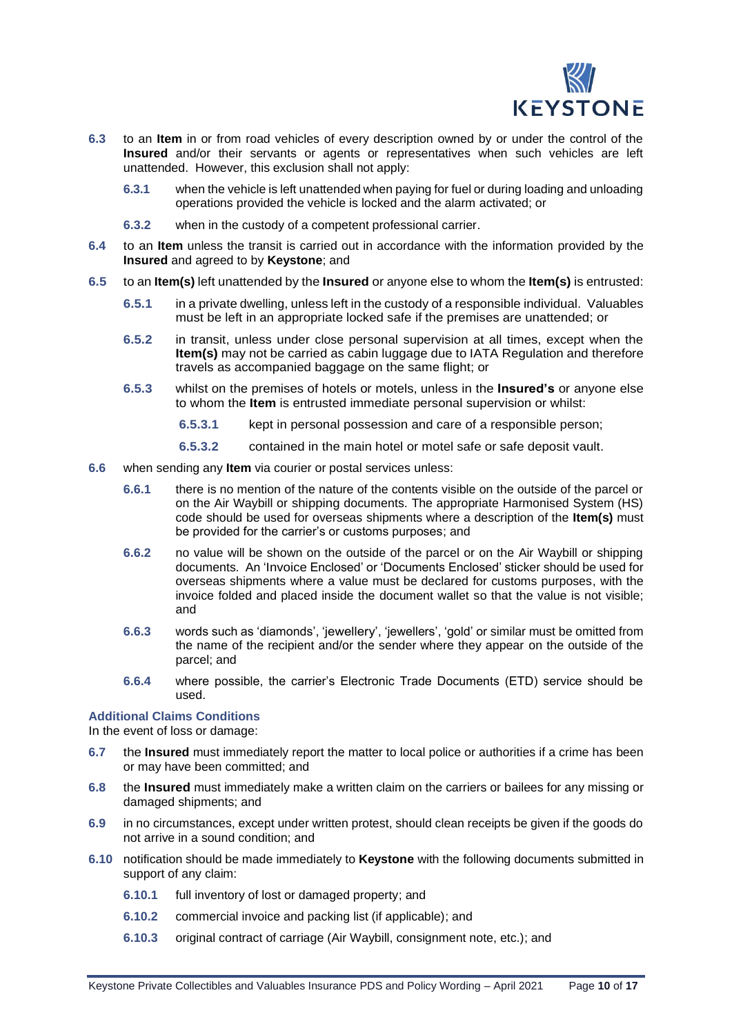**6.3** to an **Item** in or from road vehicles of every description owned by or under the control of the **Insured** and/or their servants or agents or representatives when such vehicles are left unattended. However, this exclusion shall not apply:

- **6.3.1** when the vehicle is left unattended when paying for fuel or during loading and unloading operations provided the vehicle is locked and the alarm activated; or
- **6.3.2** when in the custody of a competent professional carrier.

**6.4** to an **Item** unless the transit is carried out in accordance with the information provided by the **Insured** and agreed to by **Keystone**; and

**6.5** to an **Item(s)** left unattended by the **Insured** or anyone else to whom the **Item(s)** is entrusted:

- **6.5.1** in a private dwelling, unless left in the custody of a responsible individual. Valuables must be left in an appropriate locked safe if the premises are unattended; or
- **6.5.2** in transit, unless under close personal supervision at all times, except when the **Item(s)** may not be carried as cabin luggage due to IATA Regulation and therefore travels as accompanied baggage on the same flight; or
- **6.5.3** whilst on the premises of hotels or motels, unless in the **Insured's** or anyone else to whom the **Item** is entrusted immediate personal supervision or whilst:
  - **6.5.3.1** kept in personal possession and care of a responsible person;
  - **6.5.3.2** contained in the main hotel or motel safe or safe deposit vault.

**6.6** when sending any **Item** via courier or postal services unless:

- **6.6.1** there is no mention of the nature of the contents visible on the outside of the parcel or on the Air Waybill or shipping documents. The appropriate Harmonised System (HS) code should be used for overseas shipments where a description of the **Item(s)** must be provided for the carrier's or customs purposes; and
- **6.6.2** no value will be shown on the outside of the parcel or on the Air Waybill or shipping documents. An 'Invoice Enclosed' or 'Documents Enclosed' sticker should be used for overseas shipments where a value must be declared for customs purposes, with the invoice folded and placed inside the document wallet so that the value is not visible; and
- **6.6.3** words such as 'diamonds', 'jewellery', 'jewellers', 'gold' or similar must be omitted from the name of the recipient and/or the sender where they appear on the outside of the parcel; and
- **6.6.4** where possible, the carrier's Electronic Trade Documents (ETD) service should be used.

### Additional Claims Conditions

In the event of loss or damage:

**6.7** the **Insured** must immediately report the matter to local police or authorities if a crime has been or may have been committed; and

**6.8** the **Insured** must immediately make a written claim on the carriers or bailees for any missing or damaged shipments; and

**6.9** in no circumstances, except under written protest, should clean receipts be given if the goods do not arrive in a sound condition; and

**6.10** notification should be made immediately to **Keystone** with the following documents submitted in support of any claim:

- **6.10.1** full inventory of lost or damaged property; and
- **6.10.2** commercial invoice and packing list (if applicable); and
- **6.10.3** original contract of carriage (Air Waybill, consignment note, etc.); and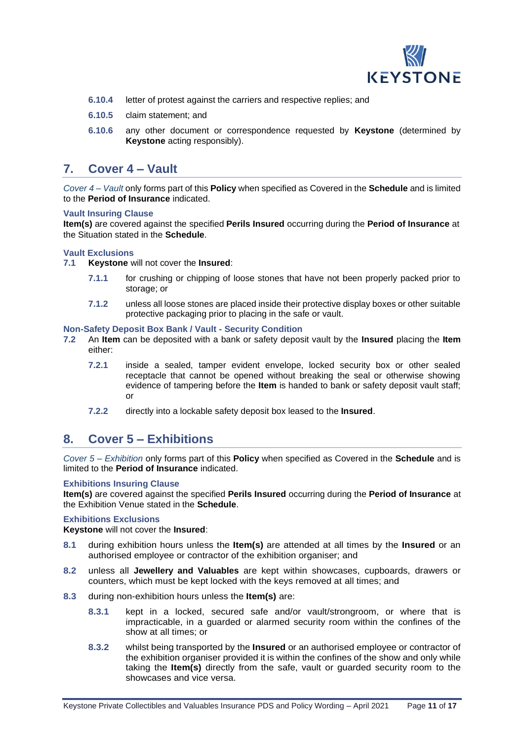**6.10.4** letter of protest against the carriers and respective replies; and

**6.10.5** claim statement; and

**6.10.6** any other document or correspondence requested by **Keystone** (determined by **Keystone** acting responsibly).

## 7. Cover 4 – Vault

*Cover 4 – Vault* only forms part of this **Policy** when specified as Covered in the **Schedule** and is limited to the **Period of Insurance** indicated.

### Vault Insuring Clause

**Item(s)** are covered against the specified **Perils Insured** occurring during the **Period of Insurance** at the Situation stated in the **Schedule**.

### Vault Exclusions

**7.1** **Keystone** will not cover the **Insured**:

**7.1.1** for crushing or chipping of loose stones that have not been properly packed prior to storage; or

**7.1.2** unless all loose stones are placed inside their protective display boxes or other suitable protective packaging prior to placing in the safe or vault.

### Non-Safety Deposit Box Bank / Vault - Security Condition

**7.2** An **Item** can be deposited with a bank or safety deposit vault by the **Insured** placing the **Item** either:

**7.2.1** inside a sealed, tamper evident envelope, locked security box or other sealed receptacle that cannot be opened without breaking the seal or otherwise showing evidence of tampering before the **Item** is handed to bank or safety deposit vault staff; or

**7.2.2** directly into a lockable safety deposit box leased to the **Insured**.

## 8. Cover 5 – Exhibitions

*Cover 5 – Exhibition* only forms part of this **Policy** when specified as Covered in the **Schedule** and is limited to the **Period of Insurance** indicated.

### Exhibitions Insuring Clause

**Item(s)** are covered against the specified **Perils Insured** occurring during the **Period of Insurance** at the Exhibition Venue stated in the **Schedule**.

### Exhibitions Exclusions

**Keystone** will not cover the **Insured**:

**8.1** during exhibition hours unless the **Item(s)** are attended at all times by the **Insured** or an authorised employee or contractor of the exhibition organiser; and

**8.2** unless all **Jewellery and Valuables** are kept within showcases, cupboards, drawers or counters, which must be kept locked with the keys removed at all times; and

**8.3** during non-exhibition hours unless the **Item(s)** are:

**8.3.1** kept in a locked, secured safe and/or vault/strongroom, or where that is impracticable, in a guarded or alarmed security room within the confines of the show at all times; or

**8.3.2** whilst being transported by the **Insured** or an authorised employee or contractor of the exhibition organiser provided it is within the confines of the show and only while taking the **Item(s)** directly from the safe, vault or guarded security room to the showcases and vice versa.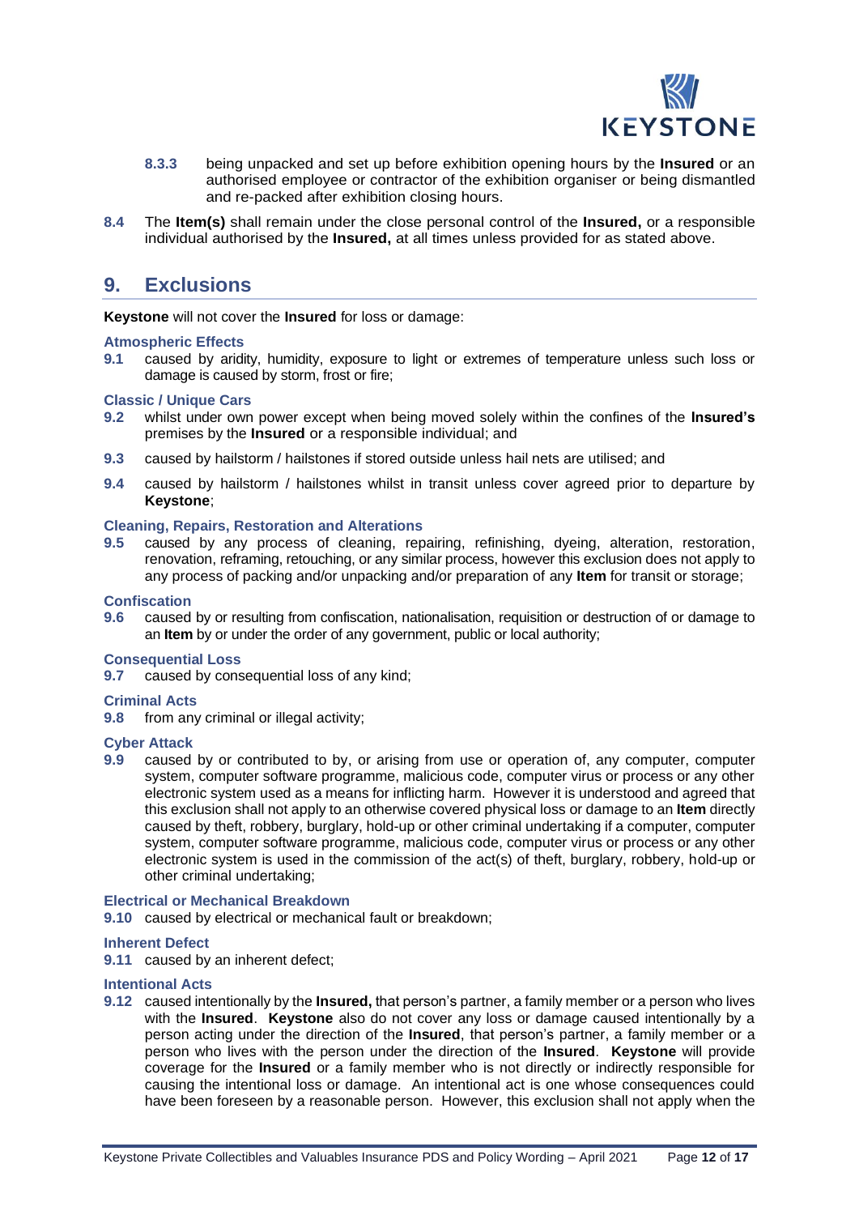**8.3.3** being unpacked and set up before exhibition opening hours by the **Insured** or an authorised employee or contractor of the exhibition organiser or being dismantled and re-packed after exhibition closing hours.

**8.4** The **Item(s)** shall remain under the close personal control of the **Insured,** or a responsible individual authorised by the **Insured,** at all times unless provided for as stated above.

## 9. Exclusions

**Keystone** will not cover the **Insured** for loss or damage:

### Atmospheric Effects

**9.1** caused by aridity, humidity, exposure to light or extremes of temperature unless such loss or damage is caused by storm, frost or fire;

### Classic / Unique Cars

**9.2** whilst under own power except when being moved solely within the confines of the **Insured's** premises by the **Insured** or a responsible individual; and

**9.3** caused by hailstorm / hailstones if stored outside unless hail nets are utilised; and

**9.4** caused by hailstorm / hailstones whilst in transit unless cover agreed prior to departure by **Keystone**;

### Cleaning, Repairs, Restoration and Alterations

**9.5** caused by any process of cleaning, repairing, refinishing, dyeing, alteration, restoration, renovation, reframing, retouching, or any similar process, however this exclusion does not apply to any process of packing and/or unpacking and/or preparation of any **Item** for transit or storage;

### Confiscation

**9.6** caused by or resulting from confiscation, nationalisation, requisition or destruction of or damage to an **Item** by or under the order of any government, public or local authority;

### Consequential Loss

**9.7** caused by consequential loss of any kind;

### Criminal Acts

**9.8** from any criminal or illegal activity;

### Cyber Attack

**9.9** caused by or contributed to by, or arising from use or operation of, any computer, computer system, computer software programme, malicious code, computer virus or process or any other electronic system used as a means for inflicting harm. However it is understood and agreed that this exclusion shall not apply to an otherwise covered physical loss or damage to an **Item** directly caused by theft, robbery, burglary, hold-up or other criminal undertaking if a computer, computer system, computer software programme, malicious code, computer virus or process or any other electronic system is used in the commission of the act(s) of theft, burglary, robbery, hold-up or other criminal undertaking;

### Electrical or Mechanical Breakdown

**9.10** caused by electrical or mechanical fault or breakdown;

### Inherent Defect

**9.11** caused by an inherent defect;

### Intentional Acts

**9.12** caused intentionally by the **Insured,** that person's partner, a family member or a person who lives with the **Insured**. **Keystone** also do not cover any loss or damage caused intentionally by a person acting under the direction of the **Insured**, that person's partner, a family member or a person who lives with the person under the direction of the **Insured**. **Keystone** will provide coverage for the **Insured** or a family member who is not directly or indirectly responsible for causing the intentional loss or damage. An intentional act is one whose consequences could have been foreseen by a reasonable person. However, this exclusion shall not apply when the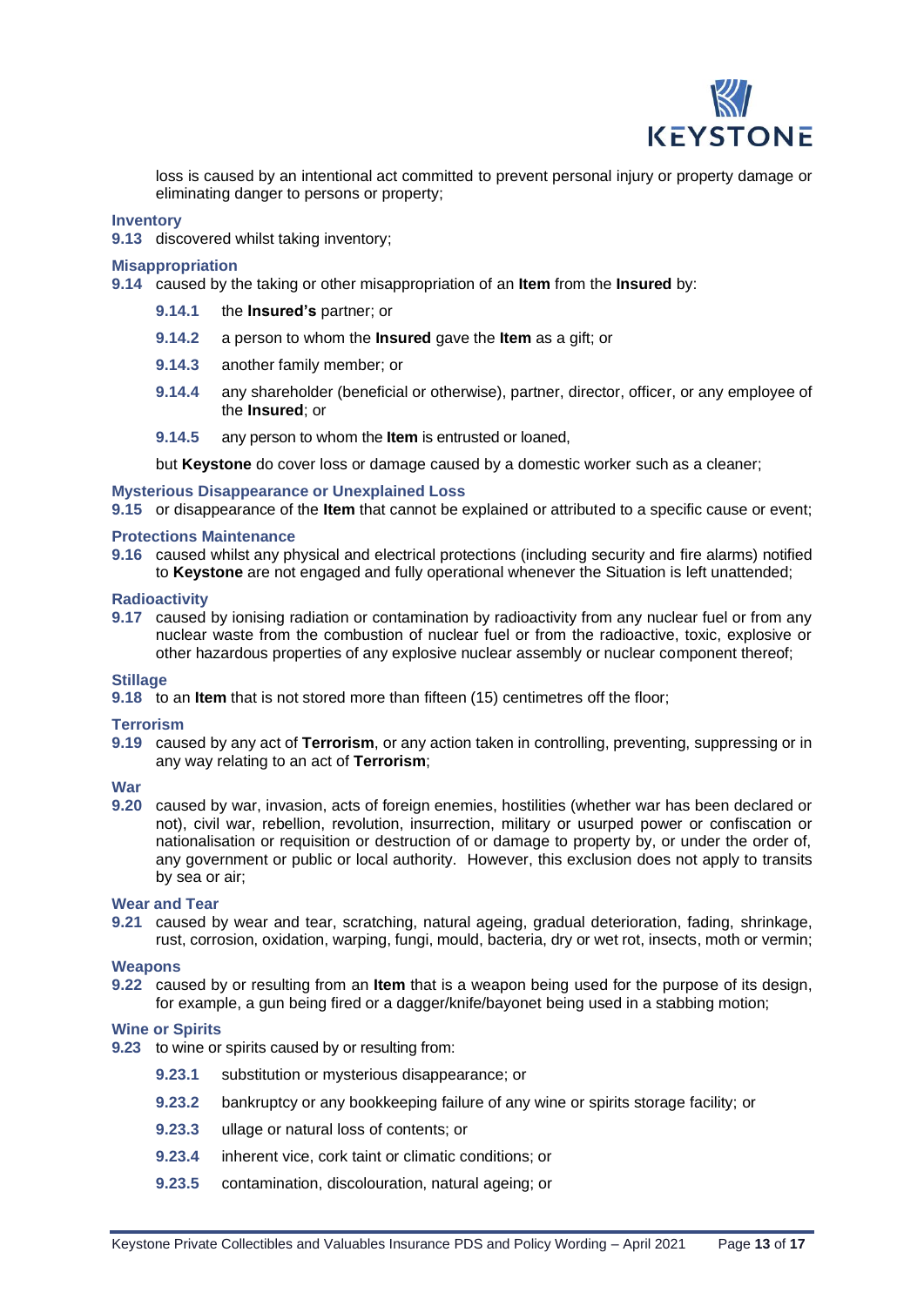loss is caused by an intentional act committed to prevent personal injury or property damage or eliminating danger to persons or property;

### Inventory

**9.13** discovered whilst taking inventory;

### Misappropriation

**9.14** caused by the taking or other misappropriation of an **Item** from the **Insured** by:

- **9.14.1** the **Insured's** partner; or
- **9.14.2** a person to whom the **Insured** gave the **Item** as a gift; or
- **9.14.3** another family member; or
- **9.14.4** any shareholder (beneficial or otherwise), partner, director, officer, or any employee of the **Insured**; or
- **9.14.5** any person to whom the **Item** is entrusted or loaned,

but **Keystone** do cover loss or damage caused by a domestic worker such as a cleaner;

### Mysterious Disappearance or Unexplained Loss

**9.15** or disappearance of the **Item** that cannot be explained or attributed to a specific cause or event;

### Protections Maintenance

**9.16** caused whilst any physical and electrical protections (including security and fire alarms) notified to **Keystone** are not engaged and fully operational whenever the Situation is left unattended;

### Radioactivity

**9.17** caused by ionising radiation or contamination by radioactivity from any nuclear fuel or from any nuclear waste from the combustion of nuclear fuel or from the radioactive, toxic, explosive or other hazardous properties of any explosive nuclear assembly or nuclear component thereof;

### Stillage

**9.18** to an **Item** that is not stored more than fifteen (15) centimetres off the floor;

### Terrorism

**9.19** caused by any act of **Terrorism**, or any action taken in controlling, preventing, suppressing or in any way relating to an act of **Terrorism**;

### War

**9.20** caused by war, invasion, acts of foreign enemies, hostilities (whether war has been declared or not), civil war, rebellion, revolution, insurrection, military or usurped power or confiscation or nationalisation or requisition or destruction of or damage to property by, or under the order of, any government or public or local authority. However, this exclusion does not apply to transits by sea or air;

### Wear and Tear

**9.21** caused by wear and tear, scratching, natural ageing, gradual deterioration, fading, shrinkage, rust, corrosion, oxidation, warping, fungi, mould, bacteria, dry or wet rot, insects, moth or vermin;

### Weapons

**9.22** caused by or resulting from an **Item** that is a weapon being used for the purpose of its design, for example, a gun being fired or a dagger/knife/bayonet being used in a stabbing motion;

### Wine or Spirits

**9.23** to wine or spirits caused by or resulting from:

- **9.23.1** substitution or mysterious disappearance; or
- **9.23.2** bankruptcy or any bookkeeping failure of any wine or spirits storage facility; or
- **9.23.3** ullage or natural loss of contents; or
- **9.23.4** inherent vice, cork taint or climatic conditions; or
- **9.23.5** contamination, discolouration, natural ageing; or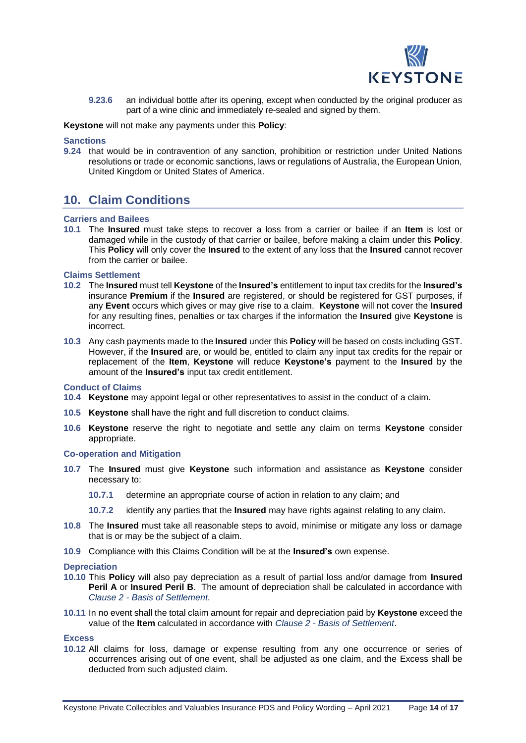**9.23.6** an individual bottle after its opening, except when conducted by the original producer as part of a wine clinic and immediately re-sealed and signed by them.

**Keystone** will not make any payments under this **Policy**:

### Sanctions

**9.24** that would be in contravention of any sanction, prohibition or restriction under United Nations resolutions or trade or economic sanctions, laws or regulations of Australia, the European Union, United Kingdom or United States of America.

## 10. Claim Conditions

### Carriers and Bailees

**10.1** The **Insured** must take steps to recover a loss from a carrier or bailee if an **Item** is lost or damaged while in the custody of that carrier or bailee, before making a claim under this **Policy**. This **Policy** will only cover the **Insured** to the extent of any loss that the **Insured** cannot recover from the carrier or bailee.

### Claims Settlement

**10.2** The **Insured** must tell **Keystone** of the **Insured's** entitlement to input tax credits for the **Insured's** insurance **Premium** if the **Insured** are registered, or should be registered for GST purposes, if any **Event** occurs which gives or may give rise to a claim. **Keystone** will not cover the **Insured** for any resulting fines, penalties or tax charges if the information the **Insured** give **Keystone** is incorrect.

**10.3** Any cash payments made to the **Insured** under this **Policy** will be based on costs including GST. However, if the **Insured** are, or would be, entitled to claim any input tax credits for the repair or replacement of the **Item**, **Keystone** will reduce **Keystone's** payment to the **Insured** by the amount of the **Insured's** input tax credit entitlement.

### Conduct of Claims

**10.4** **Keystone** may appoint legal or other representatives to assist in the conduct of a claim.

**10.5** **Keystone** shall have the right and full discretion to conduct claims.

**10.6** **Keystone** reserve the right to negotiate and settle any claim on terms **Keystone** consider appropriate.

### Co-operation and Mitigation

**10.7** The **Insured** must give **Keystone** such information and assistance as **Keystone** consider necessary to:

**10.7.1** determine an appropriate course of action in relation to any claim; and

**10.7.2** identify any parties that the **Insured** may have rights against relating to any claim.

**10.8** The **Insured** must take all reasonable steps to avoid, minimise or mitigate any loss or damage that is or may be the subject of a claim.

**10.9** Compliance with this Claims Condition will be at the **Insured's** own expense.

### Depreciation

**10.10** This **Policy** will also pay depreciation as a result of partial loss and/or damage from **Insured Peril A** or **Insured Peril B**. The amount of depreciation shall be calculated in accordance with *Clause 2 - Basis of Settlement*.

**10.11** In no event shall the total claim amount for repair and depreciation paid by **Keystone** exceed the value of the **Item** calculated in accordance with *Clause 2 - Basis of Settlement*.

### Excess

**10.12** All claims for loss, damage or expense resulting from any one occurrence or series of occurrences arising out of one event, shall be adjusted as one claim, and the Excess shall be deducted from such adjusted claim.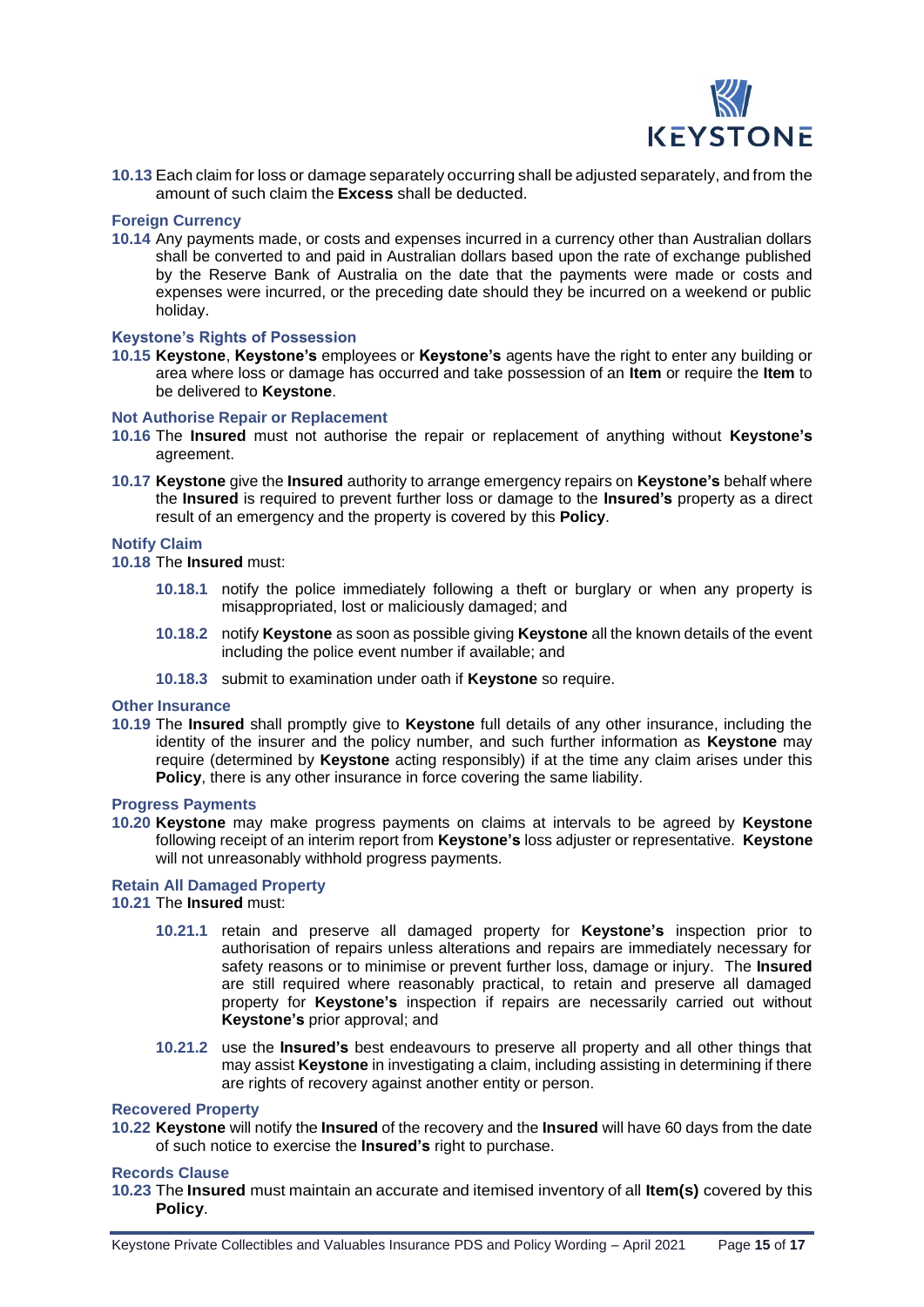**10.13** Each claim for loss or damage separately occurring shall be adjusted separately, and from the amount of such claim the **Excess** shall be deducted.

### Foreign Currency

**10.14** Any payments made, or costs and expenses incurred in a currency other than Australian dollars shall be converted to and paid in Australian dollars based upon the rate of exchange published by the Reserve Bank of Australia on the date that the payments were made or costs and expenses were incurred, or the preceding date should they be incurred on a weekend or public holiday.

### Keystone's Rights of Possession

**10.15** **Keystone**, **Keystone's** employees or **Keystone's** agents have the right to enter any building or area where loss or damage has occurred and take possession of an **Item** or require the **Item** to be delivered to **Keystone**.

### Not Authorise Repair or Replacement

**10.16** The **Insured** must not authorise the repair or replacement of anything without **Keystone's** agreement.

**10.17** **Keystone** give the **Insured** authority to arrange emergency repairs on **Keystone's** behalf where the **Insured** is required to prevent further loss or damage to the **Insured's** property as a direct result of an emergency and the property is covered by this **Policy**.

### Notify Claim

**10.18** The **Insured** must:

- **10.18.1** notify the police immediately following a theft or burglary or when any property is misappropriated, lost or maliciously damaged; and
- **10.18.2** notify **Keystone** as soon as possible giving **Keystone** all the known details of the event including the police event number if available; and
- **10.18.3** submit to examination under oath if **Keystone** so require.

### Other Insurance

**10.19** The **Insured** shall promptly give to **Keystone** full details of any other insurance, including the identity of the insurer and the policy number, and such further information as **Keystone** may require (determined by **Keystone** acting responsibly) if at the time any claim arises under this **Policy**, there is any other insurance in force covering the same liability.

### Progress Payments

**10.20** **Keystone** may make progress payments on claims at intervals to be agreed by **Keystone** following receipt of an interim report from **Keystone's** loss adjuster or representative. **Keystone** will not unreasonably withhold progress payments.

### Retain All Damaged Property

**10.21** The **Insured** must:

- **10.21.1** retain and preserve all damaged property for **Keystone's** inspection prior to authorisation of repairs unless alterations and repairs are immediately necessary for safety reasons or to minimise or prevent further loss, damage or injury. The **Insured** are still required where reasonably practical, to retain and preserve all damaged property for **Keystone's** inspection if repairs are necessarily carried out without **Keystone's** prior approval; and
- **10.21.2** use the **Insured's** best endeavours to preserve all property and all other things that may assist **Keystone** in investigating a claim, including assisting in determining if there are rights of recovery against another entity or person.

### Recovered Property

**10.22** **Keystone** will notify the **Insured** of the recovery and the **Insured** will have 60 days from the date of such notice to exercise the **Insured's** right to purchase.

### Records Clause

**10.23** The **Insured** must maintain an accurate and itemised inventory of all **Item(s)** covered by this **Policy**.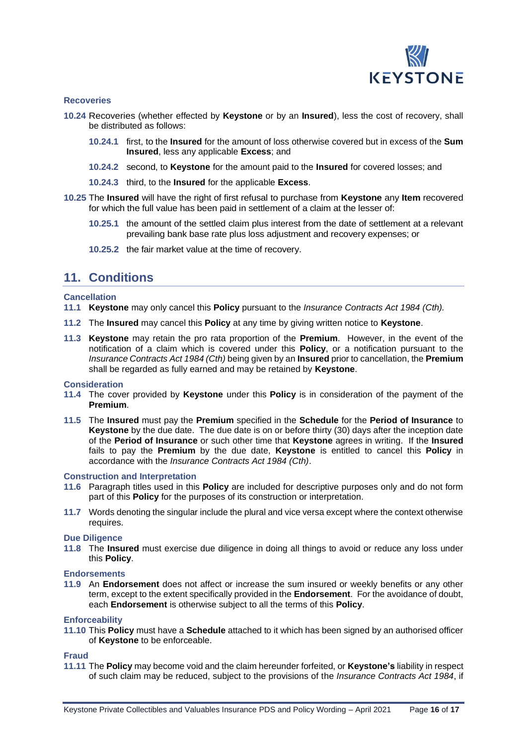### Recoveries

**10.24** Recoveries (whether effected by **Keystone** or by an **Insured**), less the cost of recovery, shall be distributed as follows:

**10.24.1** first, to the **Insured** for the amount of loss otherwise covered but in excess of the **Sum Insured**, less any applicable **Excess**; and

**10.24.2** second, to **Keystone** for the amount paid to the **Insured** for covered losses; and

**10.24.3** third, to the **Insured** for the applicable **Excess**.

**10.25** The **Insured** will have the right of first refusal to purchase from **Keystone** any **Item** recovered for which the full value has been paid in settlement of a claim at the lesser of:

**10.25.1** the amount of the settled claim plus interest from the date of settlement at a relevant prevailing bank base rate plus loss adjustment and recovery expenses; or

**10.25.2** the fair market value at the time of recovery.

## 11. Conditions

### Cancellation

**11.1** **Keystone** may only cancel this **Policy** pursuant to the *Insurance Contracts Act 1984 (Cth).*

**11.2** The **Insured** may cancel this **Policy** at any time by giving written notice to **Keystone**.

**11.3** **Keystone** may retain the pro rata proportion of the **Premium**. However, in the event of the notification of a claim which is covered under this **Policy**, or a notification pursuant to the *Insurance Contracts Act 1984 (Cth)* being given by an **Insured** prior to cancellation, the **Premium** shall be regarded as fully earned and may be retained by **Keystone**.

### Consideration

**11.4** The cover provided by **Keystone** under this **Policy** is in consideration of the payment of the **Premium**.

**11.5** The **Insured** must pay the **Premium** specified in the **Schedule** for the **Period of Insurance** to **Keystone** by the due date. The due date is on or before thirty (30) days after the inception date of the **Period of Insurance** or such other time that **Keystone** agrees in writing. If the **Insured** fails to pay the **Premium** by the due date, **Keystone** is entitled to cancel this **Policy** in accordance with the *Insurance Contracts Act 1984 (Cth)*.

### Construction and Interpretation

**11.6** Paragraph titles used in this **Policy** are included for descriptive purposes only and do not form part of this **Policy** for the purposes of its construction or interpretation.

**11.7** Words denoting the singular include the plural and vice versa except where the context otherwise requires.

### Due Diligence

**11.8** The **Insured** must exercise due diligence in doing all things to avoid or reduce any loss under this **Policy**.

### Endorsements

**11.9** An **Endorsement** does not affect or increase the sum insured or weekly benefits or any other term, except to the extent specifically provided in the **Endorsement**. For the avoidance of doubt, each **Endorsement** is otherwise subject to all the terms of this **Policy**.

### Enforceability

**11.10** This **Policy** must have a **Schedule** attached to it which has been signed by an authorised officer of **Keystone** to be enforceable.

### Fraud

**11.11** The **Policy** may become void and the claim hereunder forfeited, or **Keystone's** liability in respect of such claim may be reduced, subject to the provisions of the *Insurance Contracts Act 1984*, if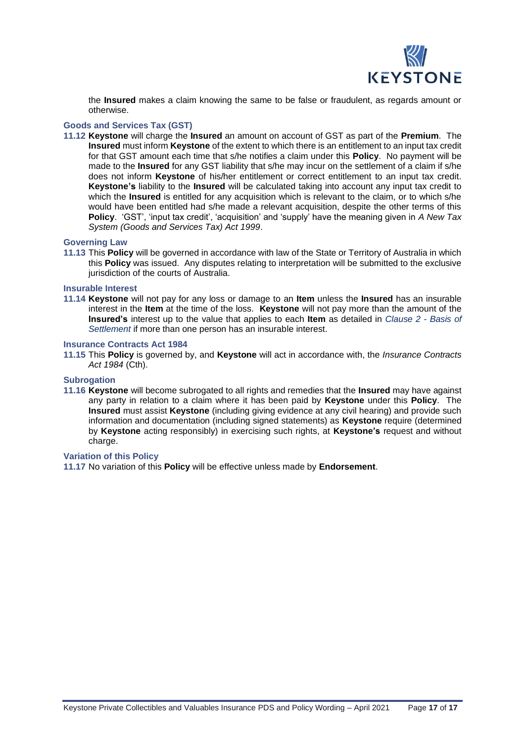the **Insured** makes a claim knowing the same to be false or fraudulent, as regards amount or otherwise.

### Goods and Services Tax (GST)

**11.12** **Keystone** will charge the **Insured** an amount on account of GST as part of the **Premium**. The **Insured** must inform **Keystone** of the extent to which there is an entitlement to an input tax credit for that GST amount each time that s/he notifies a claim under this **Policy**. No payment will be made to the **Insured** for any GST liability that s/he may incur on the settlement of a claim if s/he does not inform **Keystone** of his/her entitlement or correct entitlement to an input tax credit. **Keystone's** liability to the **Insured** will be calculated taking into account any input tax credit to which the **Insured** is entitled for any acquisition which is relevant to the claim, or to which s/he would have been entitled had s/he made a relevant acquisition, despite the other terms of this **Policy**. 'GST', 'input tax credit', 'acquisition' and 'supply' have the meaning given in *A New Tax System (Goods and Services Tax) Act 1999*.

### Governing Law

**11.13** This **Policy** will be governed in accordance with law of the State or Territory of Australia in which this **Policy** was issued. Any disputes relating to interpretation will be submitted to the exclusive jurisdiction of the courts of Australia.

### Insurable Interest

**11.14** **Keystone** will not pay for any loss or damage to an **Item** unless the **Insured** has an insurable interest in the **Item** at the time of the loss. **Keystone** will not pay more than the amount of the **Insured's** interest up to the value that applies to each **Item** as detailed in *Clause 2 - Basis of Settlement* if more than one person has an insurable interest.

### Insurance Contracts Act 1984

**11.15** This **Policy** is governed by, and **Keystone** will act in accordance with, the *Insurance Contracts Act 1984* (Cth).

### Subrogation

**11.16** **Keystone** will become subrogated to all rights and remedies that the **Insured** may have against any party in relation to a claim where it has been paid by **Keystone** under this **Policy**. The **Insured** must assist **Keystone** (including giving evidence at any civil hearing) and provide such information and documentation (including signed statements) as **Keystone** require (determined by **Keystone** acting responsibly) in exercising such rights, at **Keystone's** request and without charge.

### Variation of this Policy

**11.17** No variation of this **Policy** will be effective unless made by **Endorsement**.